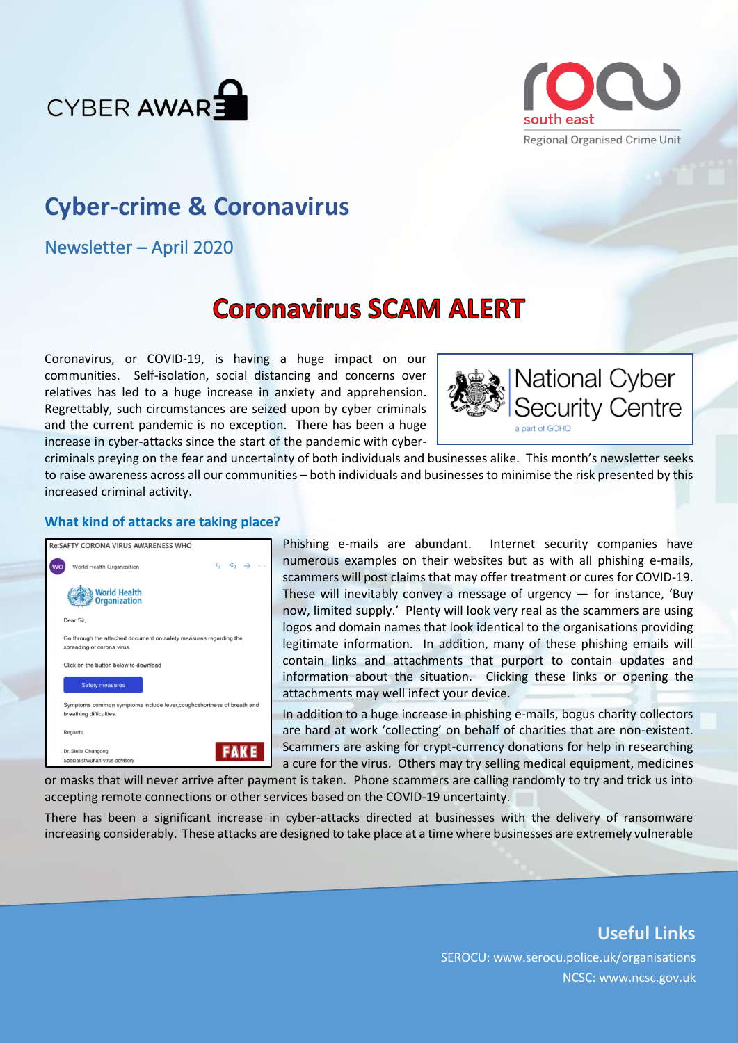CYBER AWARE

south east
Regional Organised Crime Unit

# Cyber-crime & Coronavirus

## Newsletter – April 2020

## Coronavirus SCAM ALERT

Coronavirus, or COVID-19, is having a huge impact on our communities. Self-isolation, social distancing and concerns over relatives has led to a huge increase in anxiety and apprehension. Regrettably, such circumstances are seized upon by cyber criminals and the current pandemic is no exception. There has been a huge increase in cyber-attacks since the start of the pandemic with cyber-criminals preying on the fear and uncertainty of both individuals and businesses alike. This month's newsletter seeks to raise awareness across all our communities – both individuals and businesses to minimise the risk presented by this increased criminal activity.

### What kind of attacks are taking place?

Phishing e-mails are abundant. Internet security companies have numerous examples on their websites but as with all phishing e-mails, scammers will post claims that may offer treatment or cures for COVID-19. These will inevitably convey a message of urgency — for instance, 'Buy now, limited supply.' Plenty will look very real as the scammers are using logos and domain names that look identical to the organisations providing legitimate information. In addition, many of these phishing emails will contain links and attachments that purport to contain updates and information about the situation. Clicking these links or opening the attachments may well infect your device.

In addition to a huge increase in phishing e-mails, bogus charity collectors are hard at work 'collecting' on behalf of charities that are non-existent. Scammers are asking for crypt-currency donations for help in researching a cure for the virus. Others may try selling medical equipment, medicines or masks that will never arrive after payment is taken. Phone scammers are calling randomly to try and trick us into accepting remote connections or other services based on the COVID-19 uncertainty.

There has been a significant increase in cyber-attacks directed at businesses with the delivery of ransomware increasing considerably. These attacks are designed to take place at a time where businesses are extremely vulnerable

### Useful Links

SEROCU: www.serocu.police.uk/organisations

NCSC: www.ncsc.gov.uk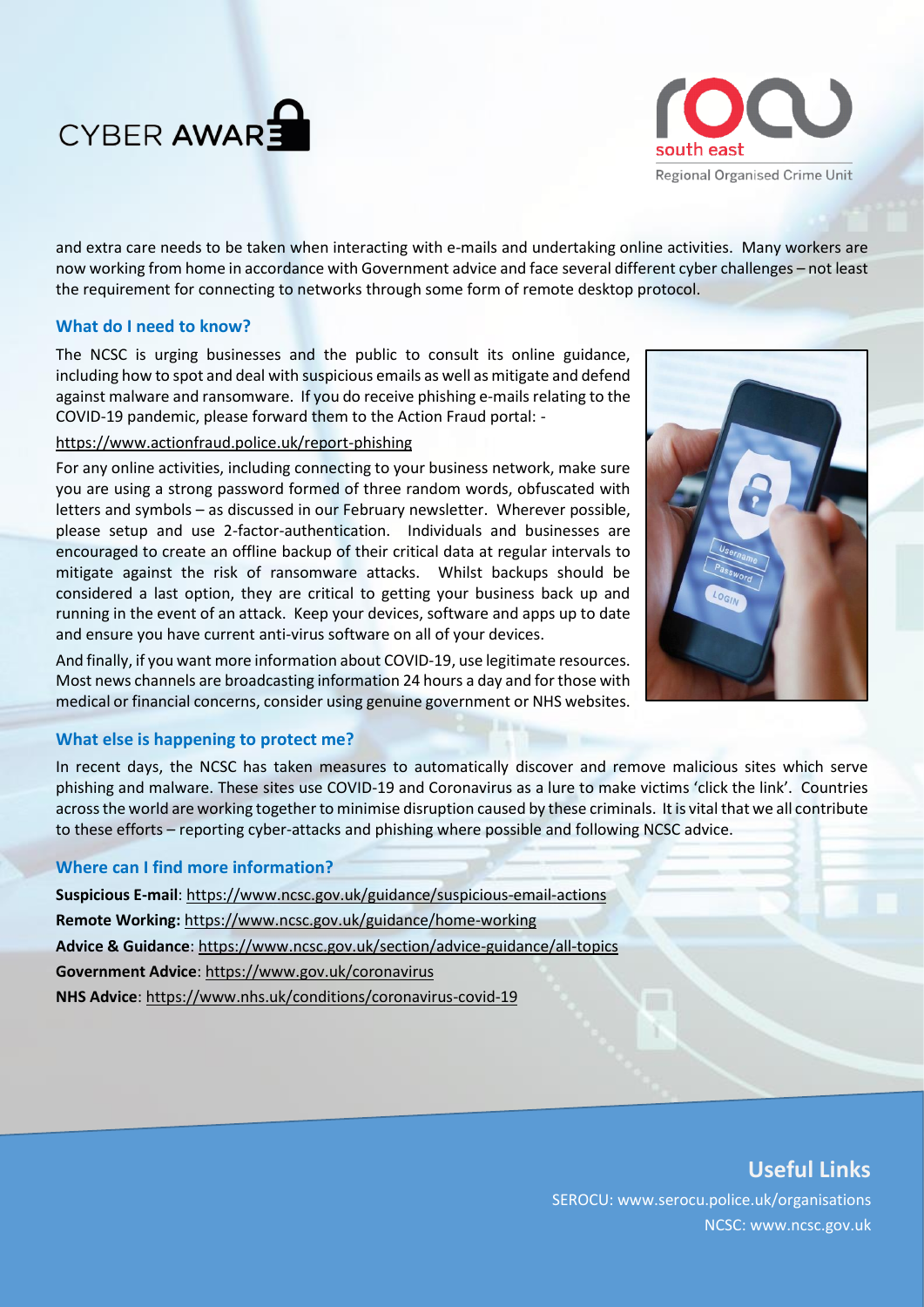and extra care needs to be taken when interacting with e-mails and undertaking online activities. Many workers are now working from home in accordance with Government advice and face several different cyber challenges – not least the requirement for connecting to networks through some form of remote desktop protocol.

### What do I need to know?

The NCSC is urging businesses and the public to consult its online guidance, including how to spot and deal with suspicious emails as well as mitigate and defend against malware and ransomware. If you do receive phishing e-mails relating to the COVID-19 pandemic, please forward them to the Action Fraud portal: -

https://www.actionfraud.police.uk/report-phishing

For any online activities, including connecting to your business network, make sure you are using a strong password formed of three random words, obfuscated with letters and symbols – as discussed in our February newsletter. Wherever possible, please setup and use 2-factor-authentication. Individuals and businesses are encouraged to create an offline backup of their critical data at regular intervals to mitigate against the risk of ransomware attacks. Whilst backups should be considered a last option, they are critical to getting your business back up and running in the event of an attack. Keep your devices, software and apps up to date and ensure you have current anti-virus software on all of your devices.

And finally, if you want more information about COVID-19, use legitimate resources. Most news channels are broadcasting information 24 hours a day and for those with medical or financial concerns, consider using genuine government or NHS websites.

### What else is happening to protect me?

In recent days, the NCSC has taken measures to automatically discover and remove malicious sites which serve phishing and malware. These sites use COVID-19 and Coronavirus as a lure to make victims 'click the link'. Countries across the world are working together to minimise disruption caused by these criminals. It is vital that we all contribute to these efforts – reporting cyber-attacks and phishing where possible and following NCSC advice.

### Where can I find more information?

**Suspicious E-mail**: https://www.ncsc.gov.uk/guidance/suspicious-email-actions
**Remote Working:** https://www.ncsc.gov.uk/guidance/home-working
**Advice & Guidance**: https://www.ncsc.gov.uk/section/advice-guidance/all-topics
**Government Advice**: https://www.gov.uk/coronavirus
**NHS Advice**: https://www.nhs.uk/conditions/coronavirus-covid-19

## Useful Links

SEROCU: www.serocu.police.uk/organisations
NCSC: www.ncsc.gov.uk